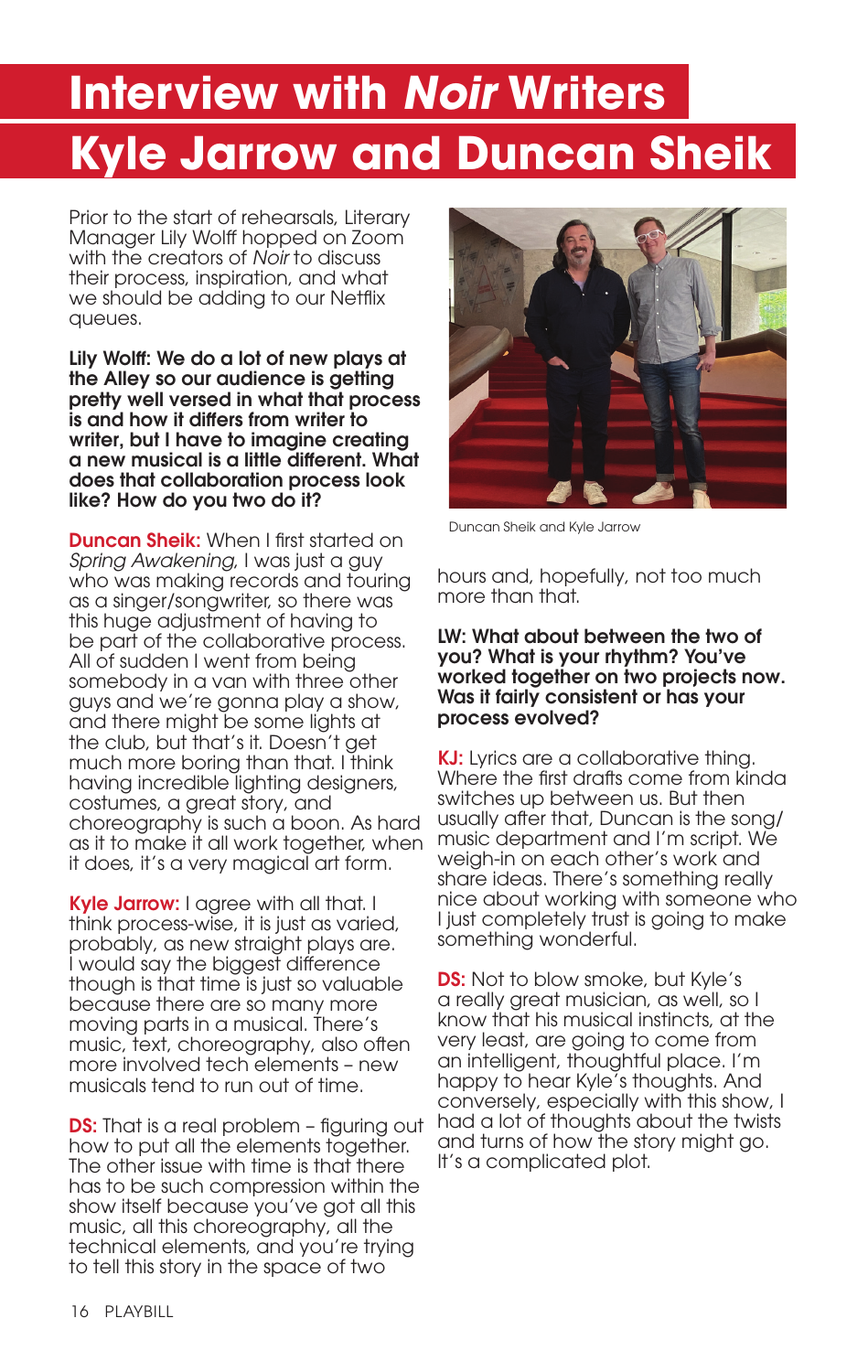# Interview with *Noir* Writers Kyle Jarrow and Duncan Sheik

Prior to the start of rehearsals, Literary Manager Lily Wolff hopped on Zoom with the creators of *Noir* to discuss their process, inspiration, and what we should be adding to our Netflix queues.

**Lily Wolff: We do a lot of new plays at the Alley so our audience is getting pretty well versed in what that process is and how it differs from writer to writer, but I have to imagine creating a new musical is a little different. What does that collaboration process look like? How do you two do it?**

**Duncan Sheik:** When I first started on *Spring Awakening*, I was just a guy who was making records and touring as a singer/songwriter, so there was this huge adjustment of having to be part of the collaborative process. All of sudden I went from being somebody in a van with three other guys and we're gonna play a show, and there might be some lights at the club, but that's it. Doesn't get much more boring than that. I think having incredible lighting designers, costumes, a great story, and choreography is such a boon. As hard as it to make it all work together, when it does, it's a very magical art form.

**Kyle Jarrow:** I agree with all that. I think process-wise, it is just as varied, probably, as new straight plays are. I would say the biggest difference though is that time is just so valuable because there are so many more moving parts in a musical. There's music, text, choreography, also often more involved tech elements – new musicals tend to run out of time.

**DS:** That is a real problem – figuring out how to put all the elements together. The other issue with time is that there has to be such compression within the show itself because you've got all this music, all this choreography, all the technical elements, and you're trying to tell this story in the space of two hours and, hopefully, not too much more than that.

Duncan Sheik and Kyle Jarrow

**LW: What about between the two of you? What is your rhythm? You've worked together on two projects now. Was it fairly consistent or has your process evolved?**

**KJ:** Lyrics are a collaborative thing. Where the first drafts come from kinda switches up between us. But then usually after that, Duncan is the song/music department and I'm script. We weigh-in on each other's work and share ideas. There's something really nice about working with someone who I just completely trust is going to make something wonderful.

**DS:** Not to blow smoke, but Kyle's a really great musician, as well, so I know that his musical instincts, at the very least, are going to come from an intelligent, thoughtful place. I'm happy to hear Kyle's thoughts. And conversely, especially with this show, I had a lot of thoughts about the twists and turns of how the story might go. It's a complicated plot.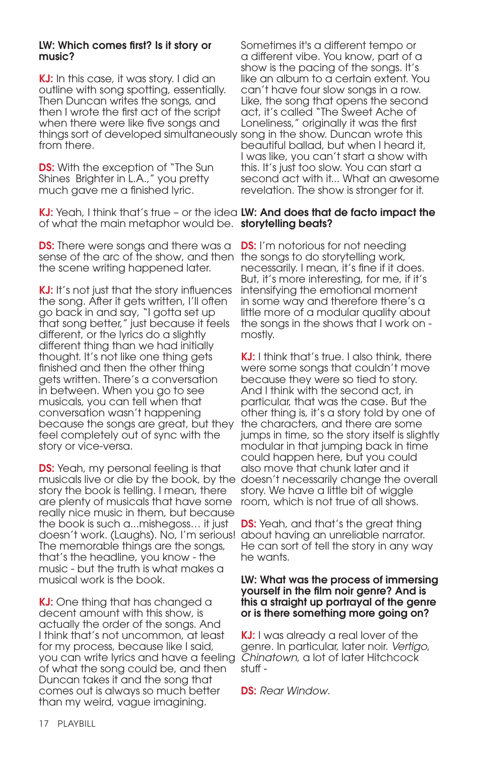**LW: Which comes first? Is it story or music?**

**KJ:** In this case, it was story. I did an outline with song spotting, essentially. Then Duncan writes the songs, and then I wrote the first act of the script when there were like five songs and things sort of developed simultaneously from there.

**DS:** With the exception of "The Sun Shines Brighter in L.A.," you pretty much gave me a finished lyric.

**KJ:** Yeah, I think that's true – or the idea of what the main metaphor would be.

**DS:** There were songs and there was a sense of the arc of the show, and then the scene writing happened later.

**KJ:** It's not just that the story influences the song. After it gets written, I'll often go back in and say, "I gotta set up that song better," just because it feels different, or the lyrics do a slightly different thing than we had initially thought. It's not like one thing gets finished and then the other thing gets written. There's a conversation in between. When you go to see musicals, you can tell when that conversation wasn't happening because the songs are great, but they feel completely out of sync with the story or vice-versa.

**DS:** Yeah, my personal feeling is that musicals live or die by the book, by the story the book is telling. I mean, there are plenty of musicals that have some really nice music in them, but because the book is such a...mishegoss… it just doesn't work. (Laughs). No, I'm serious! The memorable things are the songs, that's the headline, you know - the music - but the truth is what makes a musical work is the book.

**KJ:** One thing that has changed a decent amount with this show, is actually the order of the songs. And I think that's not uncommon, at least for my process, because like I said, you can write lyrics and have a feeling of what the song could be, and then Duncan takes it and the song that comes out is always so much better than my weird, vague imagining. Sometimes it's a different tempo or a different vibe. You know, part of a show is the pacing of the songs. It's like an album to a certain extent. You can't have four slow songs in a row. Like, the song that opens the second act, it's called "The Sweet Ache of Loneliness," originally it was the first song in the show. Duncan wrote this beautiful ballad, but when I heard it, I was like, you can't start a show with this. It's just too slow. You can start a second act with it... What an awesome revelation. The show is stronger for it.

**LW: And does that de facto impact the storytelling beats?**

**DS:** I'm notorious for not needing the songs to do storytelling work, necessarily. I mean, it's fine if it does. But, it's more interesting, for me, if it's intensifying the emotional moment in some way and therefore there's a little more of a modular quality about the songs in the shows that I work on - mostly.

**KJ:** I think that's true. I also think, there were some songs that couldn't move because they were so tied to story. And I think with the second act, in particular, that was the case. But the other thing is, it's a story told by one of the characters, and there are some jumps in time, so the story itself is slightly modular in that jumping back in time could happen here, but you could also move that chunk later and it doesn't necessarily change the overall story. We have a little bit of wiggle room, which is not true of all shows.

**DS:** Yeah, and that's the great thing about having an unreliable narrator. He can sort of tell the story in any way he wants.

**LW: What was the process of immersing yourself in the film noir genre? And is this a straight up portrayal of the genre or is there something more going on?**

**KJ:** I was already a real lover of the genre. In particular, later noir. *Vertigo*, *Chinatown*, a lot of later Hitchcock stuff -

**DS:** *Rear Window*.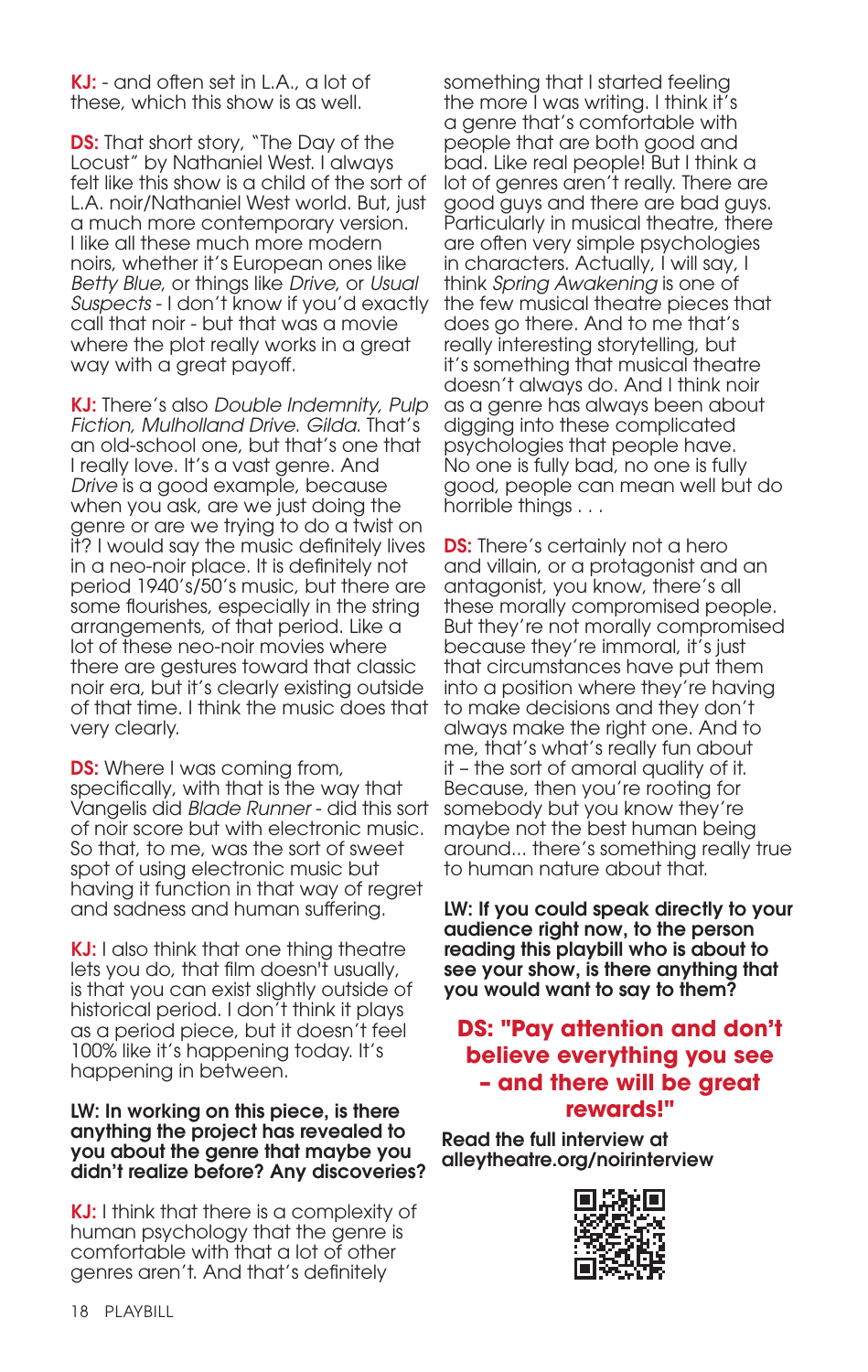**KJ:** - and often set in L.A., a lot of these, which this show is as well.

**DS:** That short story, "The Day of the Locust" by Nathaniel West. I always felt like this show is a child of the sort of L.A. noir/Nathaniel West world. But, just a much more contemporary version. I like all these much more modern noirs, whether it's European ones like *Betty Blue*, or things like *Drive*, or *Usual Suspects* - I don't know if you'd exactly call that noir - but that was a movie where the plot really works in a great way with a great payoff.

**KJ:** There's also *Double Indemnity, Pulp Fiction, Mulholland Drive. Gilda.* That's an old-school one, but that's one that I really love. It's a vast genre. And *Drive* is a good example, because when you ask, are we just doing the genre or are we trying to do a twist on it? I would say the music definitely lives in a neo-noir place. It is definitely not period 1940's/50's music, but there are some flourishes, especially in the string arrangements, of that period. Like a lot of these neo-noir movies where there are gestures toward that classic noir era, but it's clearly existing outside of that time. I think the music does that very clearly.

**DS:** Where I was coming from, specifically, with that is the way that Vangelis did *Blade Runner* - did this sort of noir score but with electronic music. So that, to me, was the sort of sweet spot of using electronic music but having it function in that way of regret and sadness and human suffering.

**KJ:** I also think that one thing theatre lets you do, that film doesn't usually, is that you can exist slightly outside of historical period. I don't think it plays as a period piece, but it doesn't feel 100% like it's happening today. It's happening in between.

**LW: In working on this piece, is there anything the project has revealed to you about the genre that maybe you didn't realize before? Any discoveries?**

**KJ:** I think that there is a complexity of human psychology that the genre is comfortable with that a lot of other genres aren't. And that's definitely something that I started feeling the more I was writing. I think it's a genre that's comfortable with people that are both good and bad. Like real people! But I think a lot of genres aren't really. There are good guys and there are bad guys. Particularly in musical theatre, there are often very simple psychologies in characters. Actually, I will say, I think *Spring Awakening* is one of the few musical theatre pieces that does go there. And to me that's really interesting storytelling, but it's something that musical theatre doesn't always do. And I think noir as a genre has always been about digging into these complicated psychologies that people have. No one is fully bad, no one is fully good, people can mean well but do horrible things . . .

**DS:** There's certainly not a hero and villain, or a protagonist and an antagonist, you know, there's all these morally compromised people. But they're not morally compromised because they're immoral, it's just that circumstances have put them into a position where they're having to make decisions and they don't always make the right one. And to me, that's what's really fun about it – the sort of amoral quality of it. Because, then you're rooting for somebody but you know they're maybe not the best human being around... there's something really true to human nature about that.

**LW: If you could speak directly to your audience right now, to the person reading this playbill who is about to see your show, is there anything that you would want to say to them?**

## DS: "Pay attention and don't believe everything you see – and there will be great rewards!"

**Read the full interview at alleytheatre.org/noirinterview**